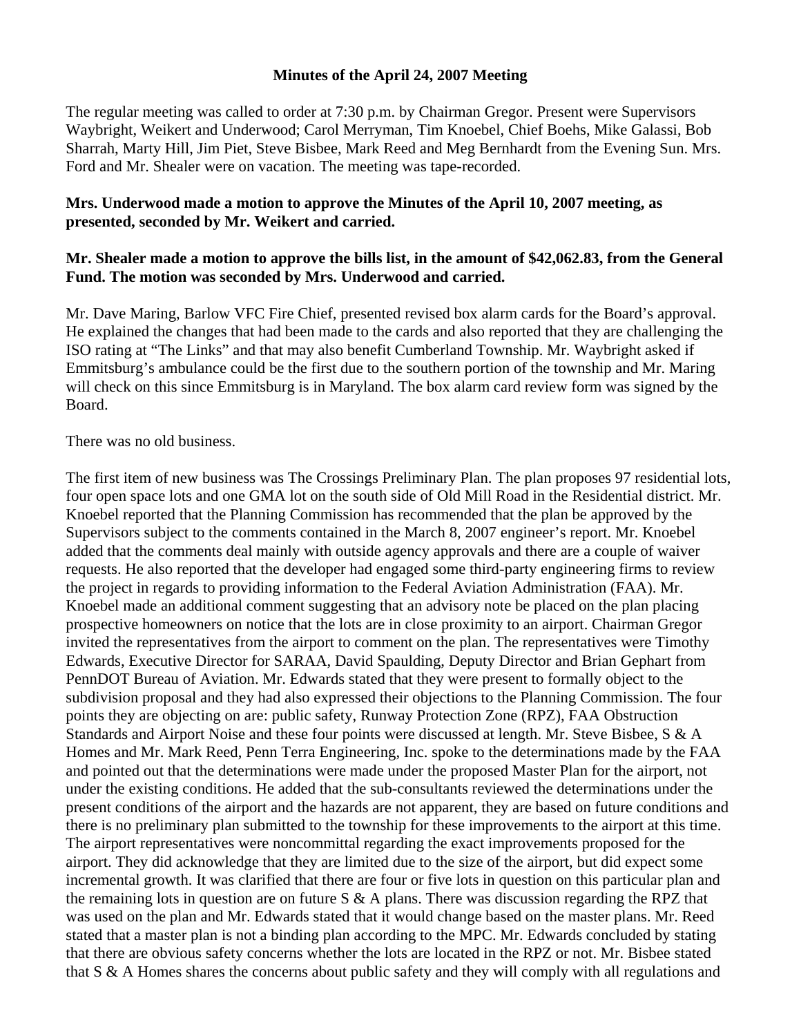### Minutes of the April 24, 2007 Meeting

The regular meeting was called to order at 7:30 p.m. by Chairman Gregor. Present were Supervisors Waybright, Weikert and Underwood; Carol Merryman, Tim Knoebel, Chief Boehs, Mike Galassi, Bob Sharrah, Marty Hill, Jim Piet, Steve Bisbee, Mark Reed and Meg Bernhardt from the Evening Sun. Mrs. Ford and Mr. Shealer were on vacation. The meeting was tape-recorded.

**Mrs. Underwood made a motion to approve the Minutes of the April 10, 2007 meeting, as presented, seconded by Mr. Weikert and carried.**

**Mr. Shealer made a motion to approve the bills list, in the amount of $42,062.83, from the General Fund. The motion was seconded by Mrs. Underwood and carried.**

Mr. Dave Maring, Barlow VFC Fire Chief, presented revised box alarm cards for the Board's approval. He explained the changes that had been made to the cards and also reported that they are challenging the ISO rating at "The Links" and that may also benefit Cumberland Township. Mr. Waybright asked if Emmitsburg's ambulance could be the first due to the southern portion of the township and Mr. Maring will check on this since Emmitsburg is in Maryland. The box alarm card review form was signed by the Board.

There was no old business.

The first item of new business was The Crossings Preliminary Plan. The plan proposes 97 residential lots, four open space lots and one GMA lot on the south side of Old Mill Road in the Residential district. Mr. Knoebel reported that the Planning Commission has recommended that the plan be approved by the Supervisors subject to the comments contained in the March 8, 2007 engineer's report. Mr. Knoebel added that the comments deal mainly with outside agency approvals and there are a couple of waiver requests. He also reported that the developer had engaged some third-party engineering firms to review the project in regards to providing information to the Federal Aviation Administration (FAA). Mr. Knoebel made an additional comment suggesting that an advisory note be placed on the plan placing prospective homeowners on notice that the lots are in close proximity to an airport. Chairman Gregor invited the representatives from the airport to comment on the plan. The representatives were Timothy Edwards, Executive Director for SARAA, David Spaulding, Deputy Director and Brian Gephart from PennDOT Bureau of Aviation. Mr. Edwards stated that they were present to formally object to the subdivision proposal and they had also expressed their objections to the Planning Commission. The four points they are objecting on are: public safety, Runway Protection Zone (RPZ), FAA Obstruction Standards and Airport Noise and these four points were discussed at length. Mr. Steve Bisbee, S & A Homes and Mr. Mark Reed, Penn Terra Engineering, Inc. spoke to the determinations made by the FAA and pointed out that the determinations were made under the proposed Master Plan for the airport, not under the existing conditions. He added that the sub-consultants reviewed the determinations under the present conditions of the airport and the hazards are not apparent, they are based on future conditions and there is no preliminary plan submitted to the township for these improvements to the airport at this time. The airport representatives were noncommittal regarding the exact improvements proposed for the airport. They did acknowledge that they are limited due to the size of the airport, but did expect some incremental growth. It was clarified that there are four or five lots in question on this particular plan and the remaining lots in question are on future S & A plans. There was discussion regarding the RPZ that was used on the plan and Mr. Edwards stated that it would change based on the master plans. Mr. Reed stated that a master plan is not a binding plan according to the MPC. Mr. Edwards concluded by stating that there are obvious safety concerns whether the lots are located in the RPZ or not. Mr. Bisbee stated that S & A Homes shares the concerns about public safety and they will comply with all regulations and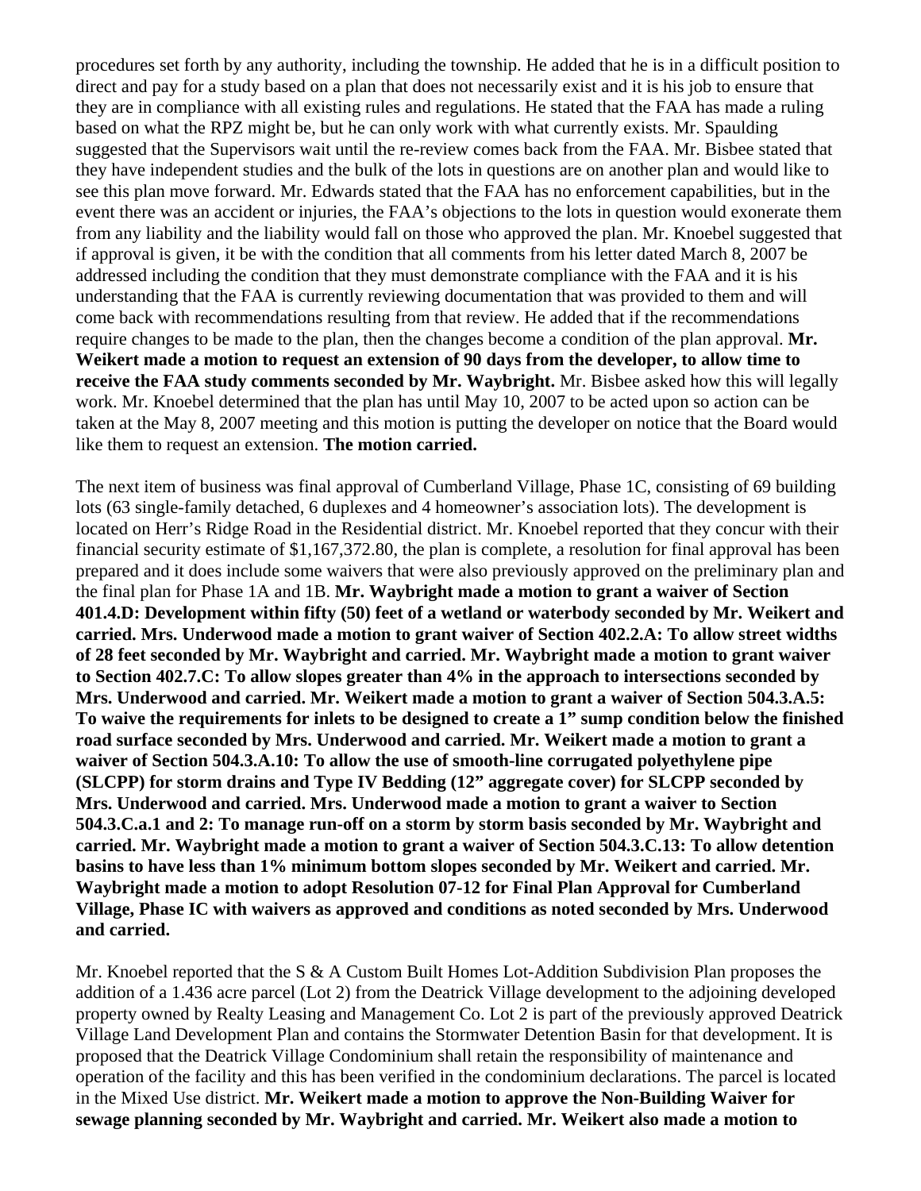procedures set forth by any authority, including the township. He added that he is in a difficult position to direct and pay for a study based on a plan that does not necessarily exist and it is his job to ensure that they are in compliance with all existing rules and regulations. He stated that the FAA has made a ruling based on what the RPZ might be, but he can only work with what currently exists. Mr. Spaulding suggested that the Supervisors wait until the re-review comes back from the FAA. Mr. Bisbee stated that they have independent studies and the bulk of the lots in questions are on another plan and would like to see this plan move forward. Mr. Edwards stated that the FAA has no enforcement capabilities, but in the event there was an accident or injuries, the FAA's objections to the lots in question would exonerate them from any liability and the liability would fall on those who approved the plan. Mr. Knoebel suggested that if approval is given, it be with the condition that all comments from his letter dated March 8, 2007 be addressed including the condition that they must demonstrate compliance with the FAA and it is his understanding that the FAA is currently reviewing documentation that was provided to them and will come back with recommendations resulting from that review. He added that if the recommendations require changes to be made to the plan, then the changes become a condition of the plan approval. **Mr. Weikert made a motion to request an extension of 90 days from the developer, to allow time to receive the FAA study comments seconded by Mr. Waybright.** Mr. Bisbee asked how this will legally work. Mr. Knoebel determined that the plan has until May 10, 2007 to be acted upon so action can be taken at the May 8, 2007 meeting and this motion is putting the developer on notice that the Board would like them to request an extension. **The motion carried.**

The next item of business was final approval of Cumberland Village, Phase 1C, consisting of 69 building lots (63 single-family detached, 6 duplexes and 4 homeowner's association lots). The development is located on Herr's Ridge Road in the Residential district. Mr. Knoebel reported that they concur with their financial security estimate of $1,167,372.80, the plan is complete, a resolution for final approval has been prepared and it does include some waivers that were also previously approved on the preliminary plan and the final plan for Phase 1A and 1B. **Mr. Waybright made a motion to grant a waiver of Section 401.4.D: Development within fifty (50) feet of a wetland or waterbody seconded by Mr. Weikert and carried. Mrs. Underwood made a motion to grant waiver of Section 402.2.A: To allow street widths of 28 feet seconded by Mr. Waybright and carried. Mr. Waybright made a motion to grant waiver to Section 402.7.C: To allow slopes greater than 4% in the approach to intersections seconded by Mrs. Underwood and carried. Mr. Weikert made a motion to grant a waiver of Section 504.3.A.5: To waive the requirements for inlets to be designed to create a 1" sump condition below the finished road surface seconded by Mrs. Underwood and carried. Mr. Weikert made a motion to grant a waiver of Section 504.3.A.10: To allow the use of smooth-line corrugated polyethylene pipe (SLCPP) for storm drains and Type IV Bedding (12" aggregate cover) for SLCPP seconded by Mrs. Underwood and carried. Mrs. Underwood made a motion to grant a waiver to Section 504.3.C.a.1 and 2: To manage run-off on a storm by storm basis seconded by Mr. Waybright and carried. Mr. Waybright made a motion to grant a waiver of Section 504.3.C.13: To allow detention basins to have less than 1% minimum bottom slopes seconded by Mr. Weikert and carried. Mr. Waybright made a motion to adopt Resolution 07-12 for Final Plan Approval for Cumberland Village, Phase IC with waivers as approved and conditions as noted seconded by Mrs. Underwood and carried.**

Mr. Knoebel reported that the S & A Custom Built Homes Lot-Addition Subdivision Plan proposes the addition of a 1.436 acre parcel (Lot 2) from the Deatrick Village development to the adjoining developed property owned by Realty Leasing and Management Co. Lot 2 is part of the previously approved Deatrick Village Land Development Plan and contains the Stormwater Detention Basin for that development. It is proposed that the Deatrick Village Condominium shall retain the responsibility of maintenance and operation of the facility and this has been verified in the condominium declarations. The parcel is located in the Mixed Use district. **Mr. Weikert made a motion to approve the Non-Building Waiver for sewage planning seconded by Mr. Waybright and carried. Mr. Weikert also made a motion to**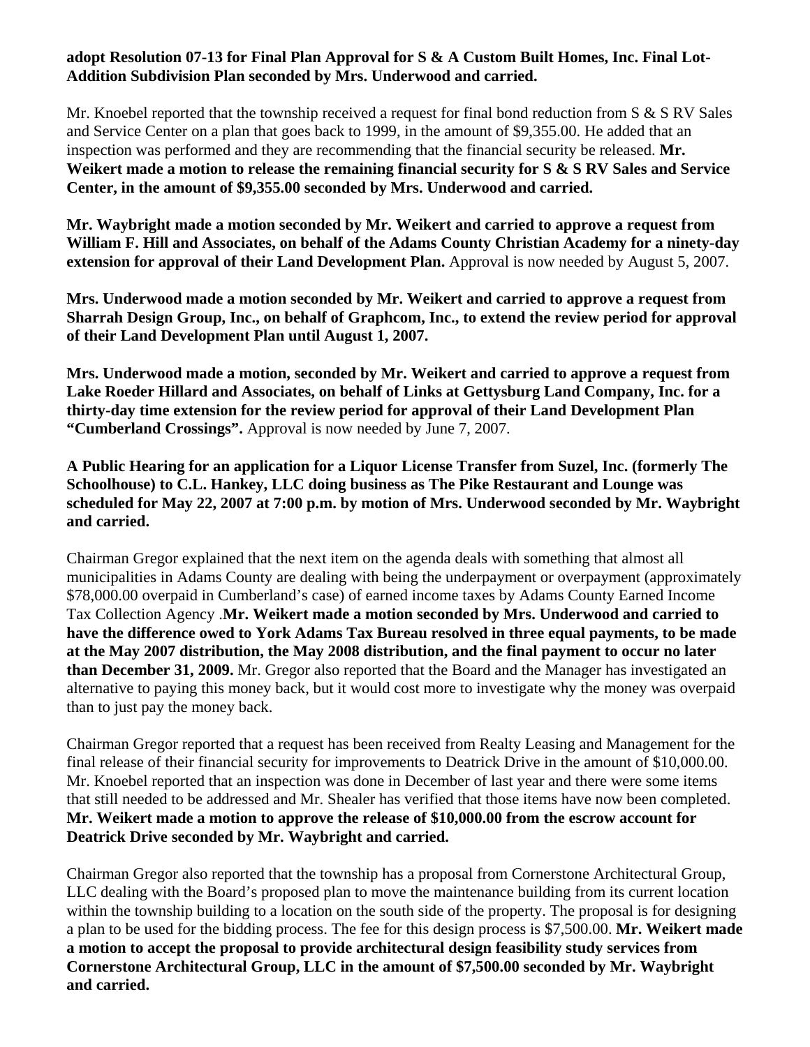**adopt Resolution 07-13 for Final Plan Approval for S & A Custom Built Homes, Inc. Final Lot-Addition Subdivision Plan seconded by Mrs. Underwood and carried.**

Mr. Knoebel reported that the township received a request for final bond reduction from S & S RV Sales and Service Center on a plan that goes back to 1999, in the amount of $9,355.00. He added that an inspection was performed and they are recommending that the financial security be released. **Mr. Weikert made a motion to release the remaining financial security for S & S RV Sales and Service Center, in the amount of $9,355.00 seconded by Mrs. Underwood and carried.**

**Mr. Waybright made a motion seconded by Mr. Weikert and carried to approve a request from William F. Hill and Associates, on behalf of the Adams County Christian Academy for a ninety-day extension for approval of their Land Development Plan.** Approval is now needed by August 5, 2007.

**Mrs. Underwood made a motion seconded by Mr. Weikert and carried to approve a request from Sharrah Design Group, Inc., on behalf of Graphcom, Inc., to extend the review period for approval of their Land Development Plan until August 1, 2007.**

**Mrs. Underwood made a motion, seconded by Mr. Weikert and carried to approve a request from Lake Roeder Hillard and Associates, on behalf of Links at Gettysburg Land Company, Inc. for a thirty-day time extension for the review period for approval of their Land Development Plan "Cumberland Crossings".** Approval is now needed by June 7, 2007.

**A Public Hearing for an application for a Liquor License Transfer from Suzel, Inc. (formerly The Schoolhouse) to C.L. Hankey, LLC doing business as The Pike Restaurant and Lounge was scheduled for May 22, 2007 at 7:00 p.m. by motion of Mrs. Underwood seconded by Mr. Waybright and carried.**

Chairman Gregor explained that the next item on the agenda deals with something that almost all municipalities in Adams County are dealing with being the underpayment or overpayment (approximately $78,000.00 overpaid in Cumberland's case) of earned income taxes by Adams County Earned Income Tax Collection Agency .**Mr. Weikert made a motion seconded by Mrs. Underwood and carried to have the difference owed to York Adams Tax Bureau resolved in three equal payments, to be made at the May 2007 distribution, the May 2008 distribution, and the final payment to occur no later than December 31, 2009.** Mr. Gregor also reported that the Board and the Manager has investigated an alternative to paying this money back, but it would cost more to investigate why the money was overpaid than to just pay the money back.

Chairman Gregor reported that a request has been received from Realty Leasing and Management for the final release of their financial security for improvements to Deatrick Drive in the amount of $10,000.00. Mr. Knoebel reported that an inspection was done in December of last year and there were some items that still needed to be addressed and Mr. Shealer has verified that those items have now been completed. **Mr. Weikert made a motion to approve the release of $10,000.00 from the escrow account for Deatrick Drive seconded by Mr. Waybright and carried.**

Chairman Gregor also reported that the township has a proposal from Cornerstone Architectural Group, LLC dealing with the Board's proposed plan to move the maintenance building from its current location within the township building to a location on the south side of the property. The proposal is for designing a plan to be used for the bidding process. The fee for this design process is $7,500.00. **Mr. Weikert made a motion to accept the proposal to provide architectural design feasibility study services from Cornerstone Architectural Group, LLC in the amount of $7,500.00 seconded by Mr. Waybright and carried.**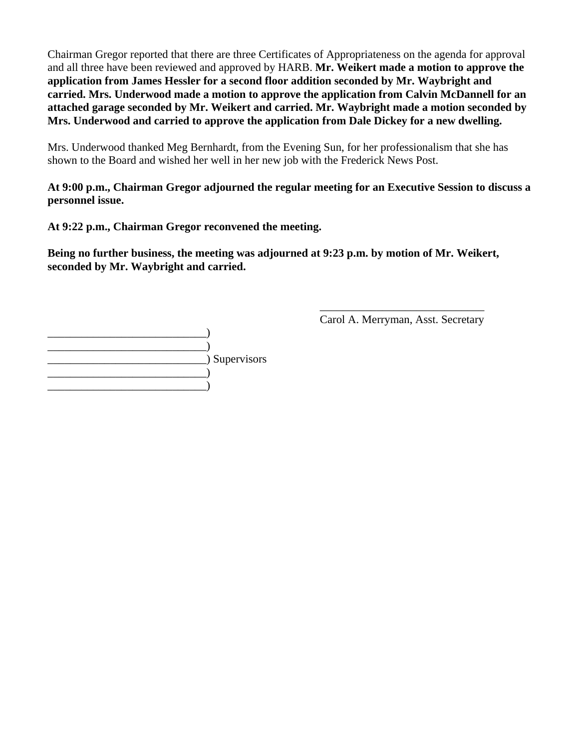Chairman Gregor reported that there are three Certificates of Appropriateness on the agenda for approval and all three have been reviewed and approved by HARB. **Mr. Weikert made a motion to approve the application from James Hessler for a second floor addition seconded by Mr. Waybright and carried. Mrs. Underwood made a motion to approve the application from Calvin McDannell for an attached garage seconded by Mr. Weikert and carried. Mr. Waybright made a motion seconded by Mrs. Underwood and carried to approve the application from Dale Dickey for a new dwelling.**

Mrs. Underwood thanked Meg Bernhardt, from the Evening Sun, for her professionalism that she has shown to the Board and wished her well in her new job with the Frederick News Post.

**At 9:00 p.m., Chairman Gregor adjourned the regular meeting for an Executive Session to discuss a personnel issue.**

**At 9:22 p.m., Chairman Gregor reconvened the meeting.**

**Being no further business, the meeting was adjourned at 9:23 p.m. by motion of Mr. Weikert, seconded by Mr. Waybright and carried.**

______________________________
Carol A. Merryman, Asst. Secretary

_____________________________)
_____________________________)
_____________________________) Supervisors
_____________________________)
_____________________________)